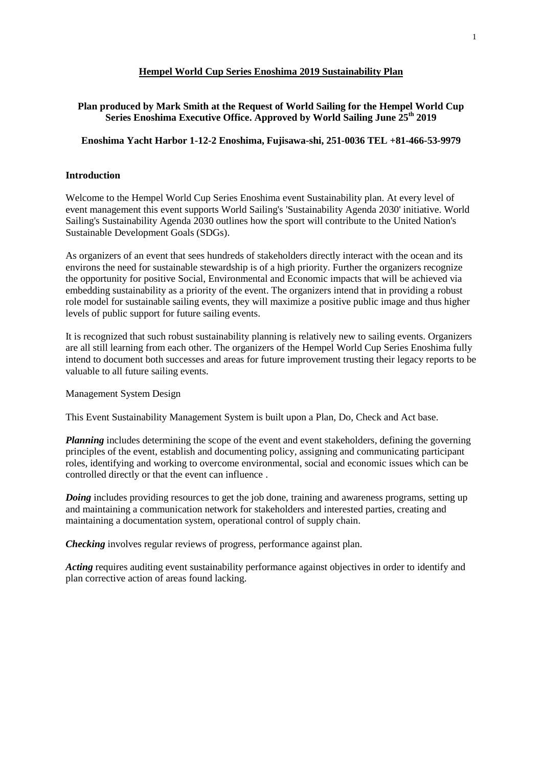# Hempel World Cup Series Enoshima 2019 Sustainability Plan

**Plan produced by Mark Smith at the Request of World Sailing for the Hempel World Cup Series Enoshima Executive Office. Approved by World Sailing June 25th 2019**

**Enoshima Yacht Harbor 1-12-2 Enoshima, Fujisawa-shi, 251-0036 TEL +81-466-53-9979**

## Introduction

Welcome to the Hempel World Cup Series Enoshima event Sustainability plan. At every level of event management this event supports World Sailing's 'Sustainability Agenda 2030' initiative. World Sailing's Sustainability Agenda 2030 outlines how the sport will contribute to the United Nation's Sustainable Development Goals (SDGs).

As organizers of an event that sees hundreds of stakeholders directly interact with the ocean and its environs the need for sustainable stewardship is of a high priority. Further the organizers recognize the opportunity for positive Social, Environmental and Economic impacts that will be achieved via embedding sustainability as a priority of the event. The organizers intend that in providing a robust role model for sustainable sailing events, they will maximize a positive public image and thus higher levels of public support for future sailing events.

It is recognized that such robust sustainability planning is relatively new to sailing events. Organizers are all still learning from each other. The organizers of the Hempel World Cup Series Enoshima fully intend to document both successes and areas for future improvement trusting their legacy reports to be valuable to all future sailing events.

Management System Design

This Event Sustainability Management System is built upon a Plan, Do, Check and Act base.

***Planning*** includes determining the scope of the event and event stakeholders, defining the governing principles of the event, establish and documenting policy, assigning and communicating participant roles, identifying and working to overcome environmental, social and economic issues which can be controlled directly or that the event can influence .

***Doing*** includes providing resources to get the job done, training and awareness programs, setting up and maintaining a communication network for stakeholders and interested parties, creating and maintaining a documentation system, operational control of supply chain.

***Checking*** involves regular reviews of progress, performance against plan.

***Acting*** requires auditing event sustainability performance against objectives in order to identify and plan corrective action of areas found lacking.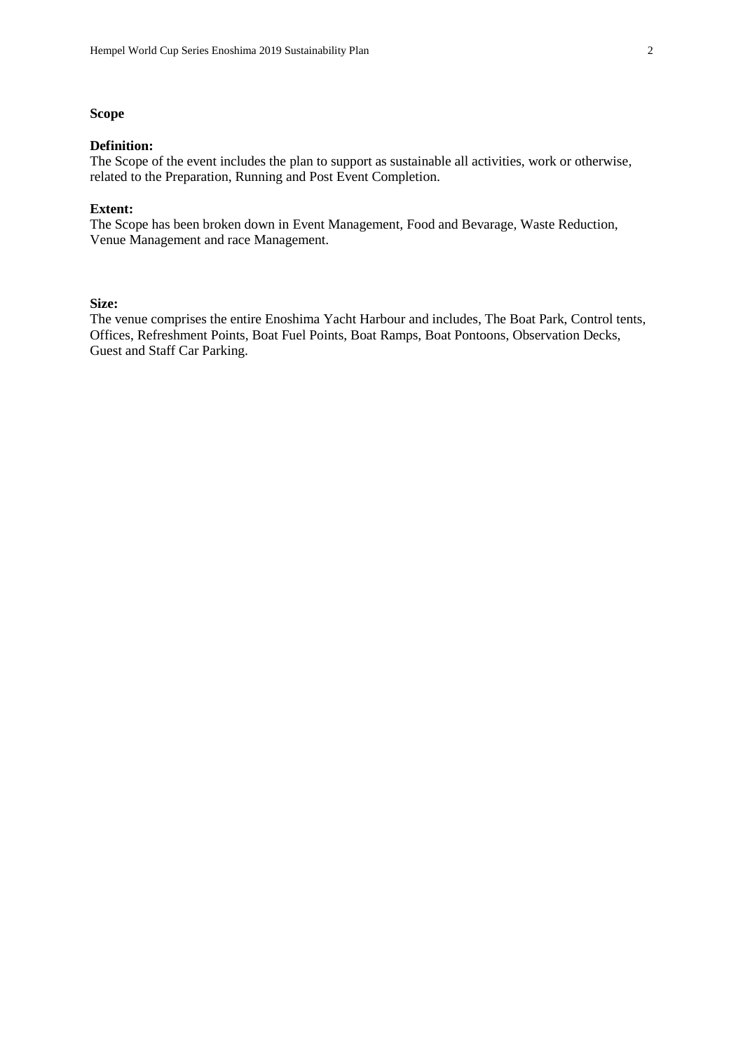**Scope**

**Definition:**
The Scope of the event includes the plan to support as sustainable all activities, work or otherwise, related to the Preparation, Running and Post Event Completion.

**Extent:**
The Scope has been broken down in Event Management, Food and Bevarage, Waste Reduction, Venue Management and race Management.

**Size:**
The venue comprises the entire Enoshima Yacht Harbour and includes, The Boat Park, Control tents, Offices, Refreshment Points, Boat Fuel Points, Boat Ramps, Boat Pontoons, Observation Decks, Guest and Staff Car Parking.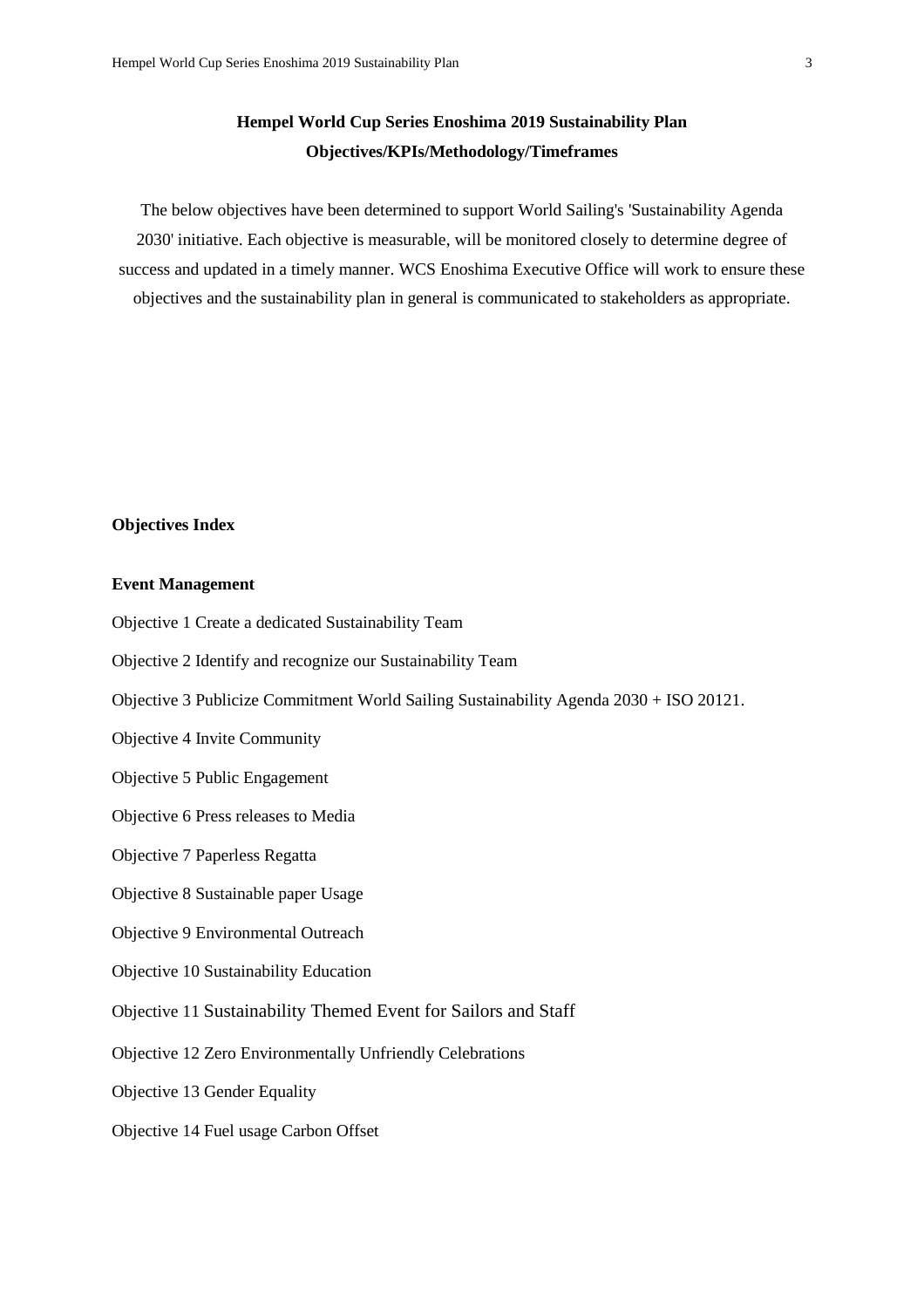# Hempel World Cup Series Enoshima 2019 Sustainability Plan
## Objectives/KPIs/Methodology/Timeframes

The below objectives have been determined to support World Sailing's 'Sustainability Agenda 2030' initiative. Each objective is measurable, will be monitored closely to determine degree of success and updated in a timely manner. WCS Enoshima Executive Office will work to ensure these objectives and the sustainability plan in general is communicated to stakeholders as appropriate.

**Objectives Index**

**Event Management**

Objective 1 Create a dedicated Sustainability Team

Objective 2 Identify and recognize our Sustainability Team

Objective 3 Publicize Commitment World Sailing Sustainability Agenda 2030 + ISO 20121.

Objective 4 Invite Community

Objective 5 Public Engagement

Objective 6 Press releases to Media

Objective 7 Paperless Regatta

Objective 8 Sustainable paper Usage

Objective 9 Environmental Outreach

Objective 10 Sustainability Education

Objective 11 Sustainability Themed Event for Sailors and Staff

Objective 12 Zero Environmentally Unfriendly Celebrations

Objective 13 Gender Equality

Objective 14 Fuel usage Carbon Offset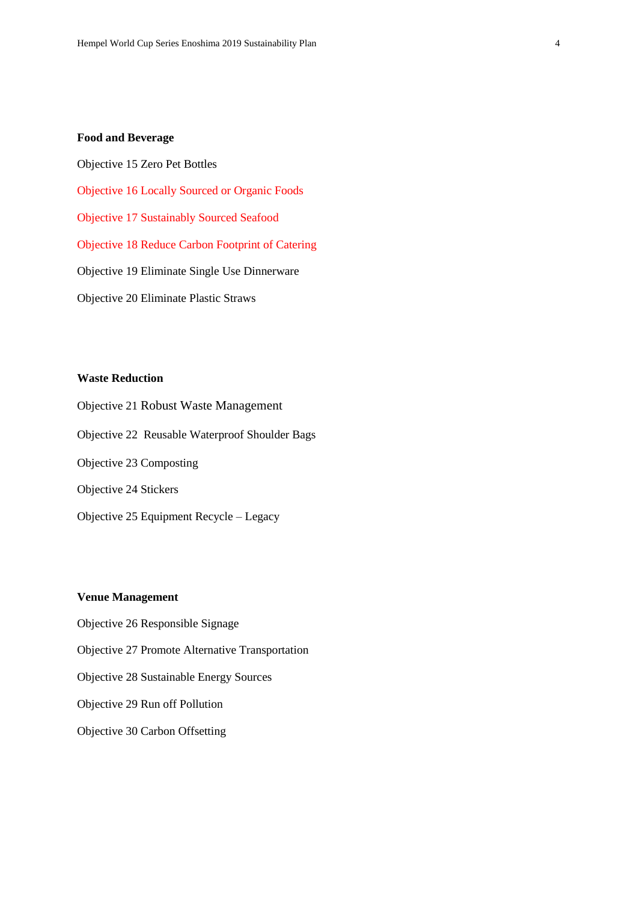**Food and Beverage**

Objective 15 Zero Pet Bottles

Objective 16 Locally Sourced or Organic Foods

Objective 17 Sustainably Sourced Seafood

Objective 18 Reduce Carbon Footprint of Catering

Objective 19 Eliminate Single Use Dinnerware

Objective 20 Eliminate Plastic Straws

**Waste Reduction**

Objective 21 Robust Waste Management

Objective 22 Reusable Waterproof Shoulder Bags

Objective 23 Composting

Objective 24 Stickers

Objective 25 Equipment Recycle – Legacy

**Venue Management**

Objective 26 Responsible Signage

Objective 27 Promote Alternative Transportation

Objective 28 Sustainable Energy Sources

Objective 29 Run off Pollution

Objective 30 Carbon Offsetting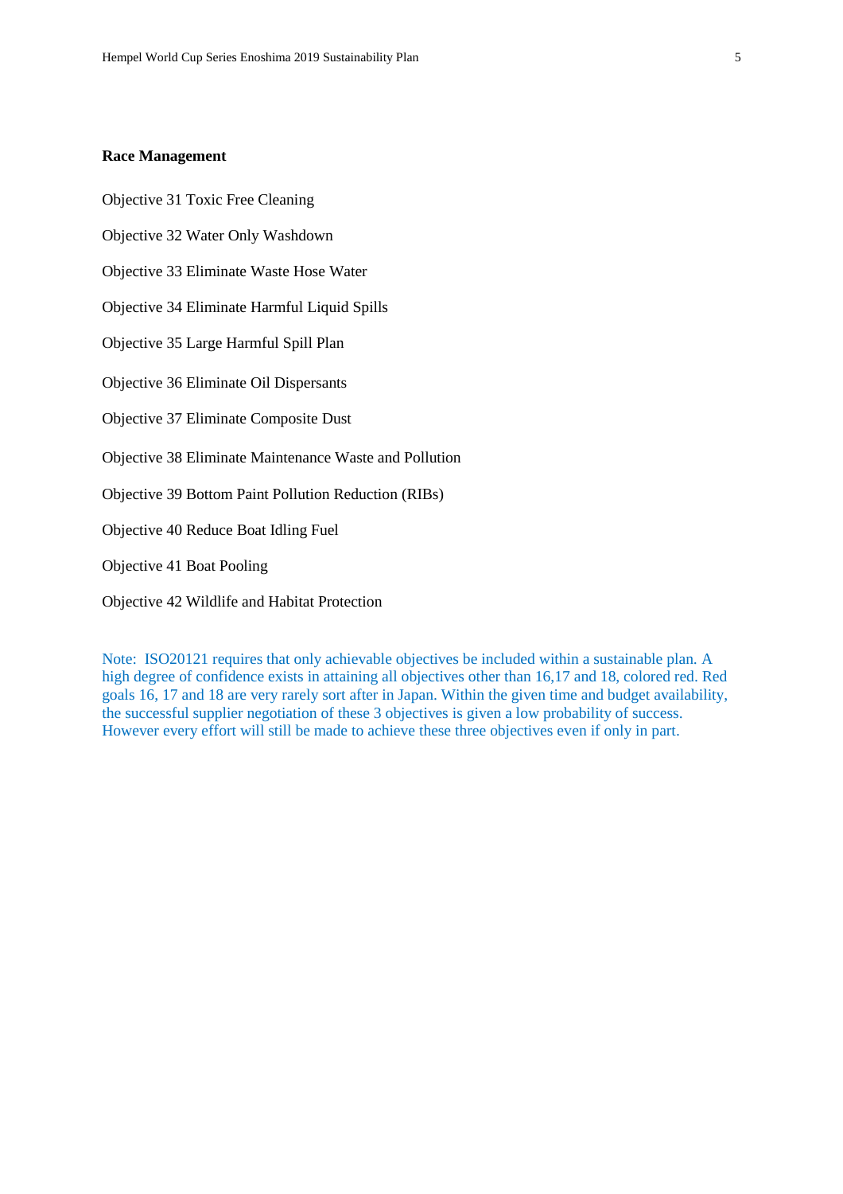**Race Management**

Objective 31 Toxic Free Cleaning

Objective 32 Water Only Washdown

Objective 33 Eliminate Waste Hose Water

Objective 34 Eliminate Harmful Liquid Spills

Objective 35 Large Harmful Spill Plan

Objective 36 Eliminate Oil Dispersants

Objective 37 Eliminate Composite Dust

Objective 38 Eliminate Maintenance Waste and Pollution

Objective 39 Bottom Paint Pollution Reduction (RIBs)

Objective 40 Reduce Boat Idling Fuel

Objective 41 Boat Pooling

Objective 42 Wildlife and Habitat Protection

Note: ISO20121 requires that only achievable objectives be included within a sustainable plan. A high degree of confidence exists in attaining all objectives other than 16,17 and 18, colored red. Red goals 16, 17 and 18 are very rarely sort after in Japan. Within the given time and budget availability, the successful supplier negotiation of these 3 objectives is given a low probability of success. However every effort will still be made to achieve these three objectives even if only in part.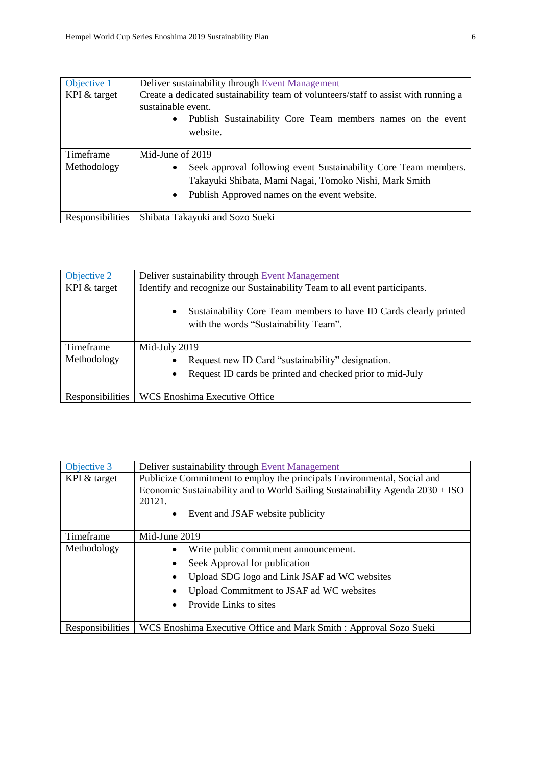| Objective 1 | Deliver sustainability through Event Management |
| --- | --- |
| KPI & target | Create a dedicated sustainability team of volunteers/staff to assist with running a sustainable event.<br>• Publish Sustainability Core Team members names on the event website. |
| Timeframe | Mid-June of 2019 |
| Methodology | • Seek approval following event Sustainability Core Team members. Takayuki Shibata, Mami Nagai, Tomoko Nishi, Mark Smith<br>• Publish Approved names on the event website. |
| Responsibilities | Shibata Takayuki and Sozo Sueki |

| Objective 2 | Deliver sustainability through Event Management |
| --- | --- |
| KPI & target | Identify and recognize our Sustainability Team to all event participants.<br>• Sustainability Core Team members to have ID Cards clearly printed with the words "Sustainability Team". |
| Timeframe | Mid-July 2019 |
| Methodology | • Request new ID Card "sustainability" designation.<br>• Request ID cards be printed and checked prior to mid-July |
| Responsibilities | WCS Enoshima Executive Office |

| Objective 3 | Deliver sustainability through Event Management |
| --- | --- |
| KPI & target | Publicize Commitment to employ the principals Environmental, Social and Economic Sustainability and to World Sailing Sustainability Agenda 2030 + ISO 20121.<br>• Event and JSAF website publicity |
| Timeframe | Mid-June 2019 |
| Methodology | • Write public commitment announcement.<br>• Seek Approval for publication<br>• Upload SDG logo and Link JSAF ad WC websites<br>• Upload Commitment to JSAF ad WC websites<br>• Provide Links to sites |
| Responsibilities | WCS Enoshima Executive Office and Mark Smith : Approval Sozo Sueki |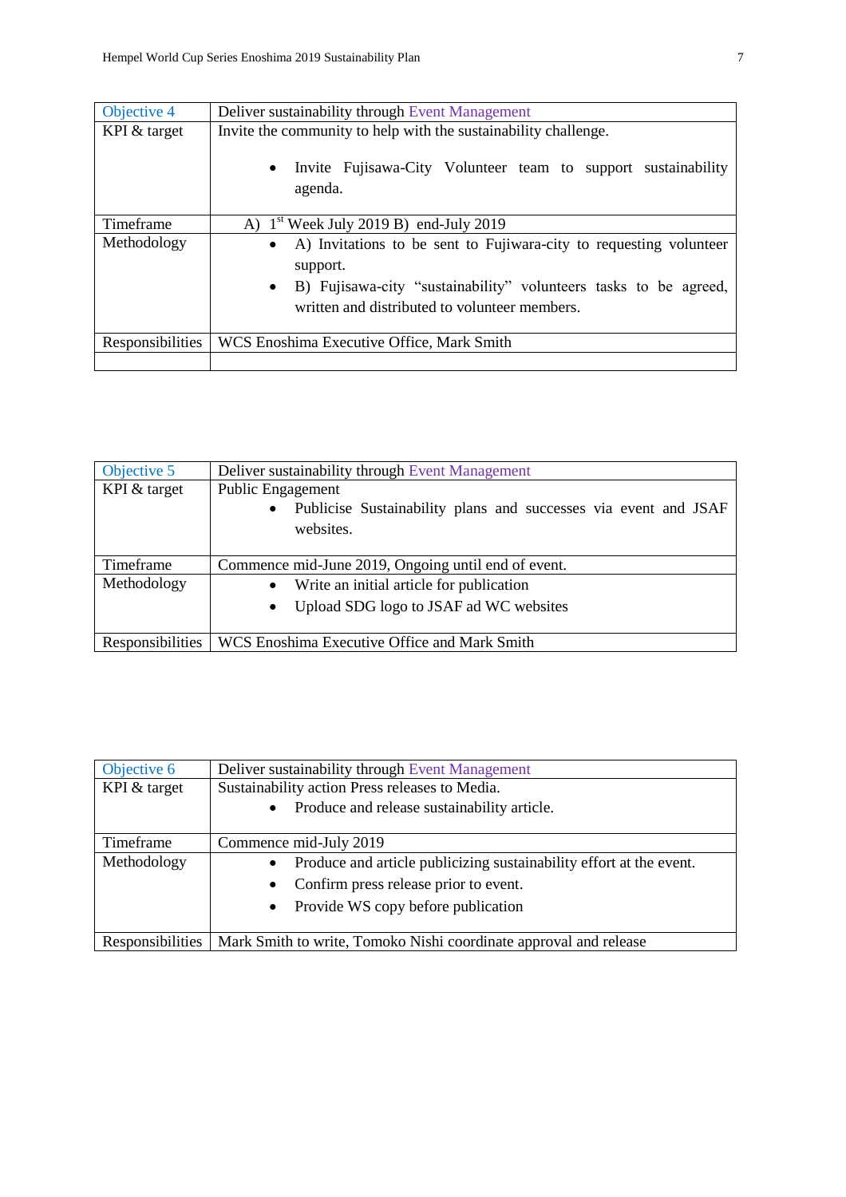| Objective 4 | Deliver sustainability through Event Management |
|---|---|
| KPI & target | Invite the community to help with the sustainability challenge.<br>• Invite Fujisawa-City Volunteer team to support sustainability agenda. |
| Timeframe | A) 1st Week July 2019 B) end-July 2019 |
| Methodology | • A) Invitations to be sent to Fujiwara-city to requesting volunteer support.<br>• B) Fujisawa-city "sustainability" volunteers tasks to be agreed, written and distributed to volunteer members. |
| Responsibilities | WCS Enoshima Executive Office, Mark Smith |
| | |

| Objective 5 | Deliver sustainability through Event Management |
|---|---|
| KPI & target | Public Engagement<br>• Publicise Sustainability plans and successes via event and JSAF websites. |
| Timeframe | Commence mid-June 2019, Ongoing until end of event. |
| Methodology | • Write an initial article for publication<br>• Upload SDG logo to JSAF ad WC websites |
| Responsibilities | WCS Enoshima Executive Office and Mark Smith |

| Objective 6 | Deliver sustainability through Event Management |
|---|---|
| KPI & target | Sustainability action Press releases to Media.<br>• Produce and release sustainability article. |
| Timeframe | Commence mid-July 2019 |
| Methodology | • Produce and article publicizing sustainability effort at the event.<br>• Confirm press release prior to event.<br>• Provide WS copy before publication |
| Responsibilities | Mark Smith to write, Tomoko Nishi coordinate approval and release |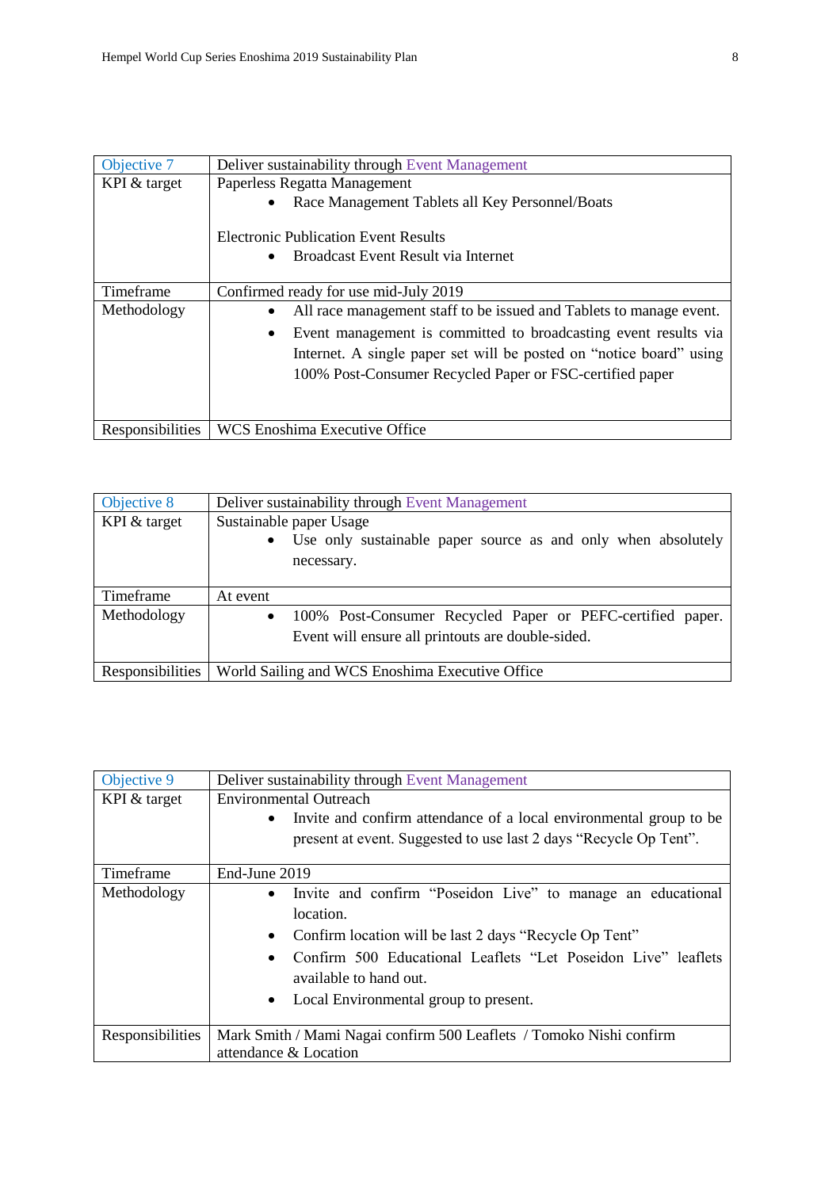| Objective 7 | Deliver sustainability through Event Management |
|---|---|
| KPI & target | Paperless Regatta Management<br>• Race Management Tablets all Key Personnel/Boats<br><br>Electronic Publication Event Results<br>• Broadcast Event Result via Internet |
| Timeframe | Confirmed ready for use mid-July 2019 |
| Methodology | • All race management staff to be issued and Tablets to manage event.<br>• Event management is committed to broadcasting event results via Internet. A single paper set will be posted on "notice board" using 100% Post-Consumer Recycled Paper or FSC-certified paper |
| Responsibilities | WCS Enoshima Executive Office |

| Objective 8 | Deliver sustainability through Event Management |
|---|---|
| KPI & target | Sustainable paper Usage<br>• Use only sustainable paper source as and only when absolutely necessary. |
| Timeframe | At event |
| Methodology | • 100% Post-Consumer Recycled Paper or PEFC-certified paper. Event will ensure all printouts are double-sided. |
| Responsibilities | World Sailing and WCS Enoshima Executive Office |

| Objective 9 | Deliver sustainability through Event Management |
|---|---|
| KPI & target | Environmental Outreach<br>• Invite and confirm attendance of a local environmental group to be present at event. Suggested to use last 2 days "Recycle Op Tent". |
| Timeframe | End-June 2019 |
| Methodology | • Invite and confirm "Poseidon Live" to manage an educational location.<br>• Confirm location will be last 2 days "Recycle Op Tent"<br>• Confirm 500 Educational Leaflets "Let Poseidon Live" leaflets available to hand out.<br>• Local Environmental group to present. |
| Responsibilities | Mark Smith / Mami Nagai confirm 500 Leaflets / Tomoko Nishi confirm attendance & Location |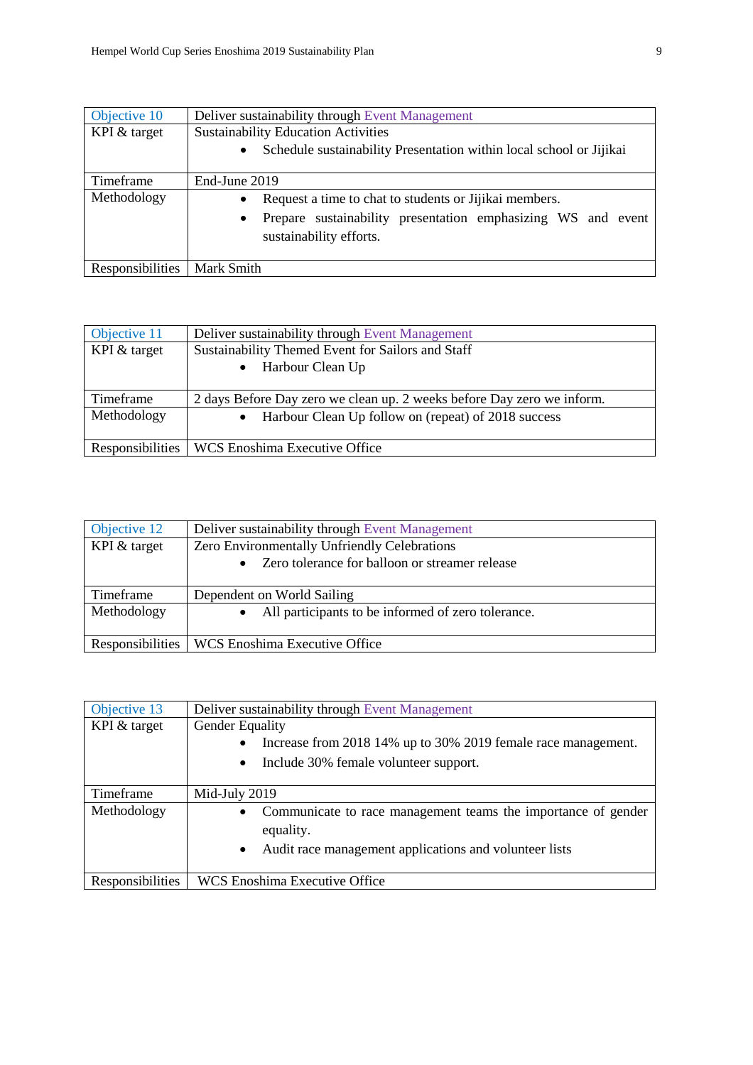| Objective 10 | Deliver sustainability through Event Management |
|---|---|
| KPI & target | Sustainability Education Activities<br>• Schedule sustainability Presentation within local school or Jijikai |
| Timeframe | End-June 2019 |
| Methodology | • Request a time to chat to students or Jijikai members.<br>• Prepare sustainability presentation emphasizing WS and event sustainability efforts. |
| Responsibilities | Mark Smith |

| Objective 11 | Deliver sustainability through Event Management |
|---|---|
| KPI & target | Sustainability Themed Event for Sailors and Staff<br>• Harbour Clean Up |
| Timeframe | 2 days Before Day zero we clean up. 2 weeks before Day zero we inform. |
| Methodology | • Harbour Clean Up follow on (repeat) of 2018 success |
| Responsibilities | WCS Enoshima Executive Office |

| Objective 12 | Deliver sustainability through Event Management |
|---|---|
| KPI & target | Zero Environmentally Unfriendly Celebrations<br>• Zero tolerance for balloon or streamer release |
| Timeframe | Dependent on World Sailing |
| Methodology | • All participants to be informed of zero tolerance. |
| Responsibilities | WCS Enoshima Executive Office |

| Objective 13 | Deliver sustainability through Event Management |
|---|---|
| KPI & target | Gender Equality<br>• Increase from 2018 14% up to 30% 2019 female race management.<br>• Include 30% female volunteer support. |
| Timeframe | Mid-July 2019 |
| Methodology | • Communicate to race management teams the importance of gender equality.<br>• Audit race management applications and volunteer lists |
| Responsibilities | WCS Enoshima Executive Office |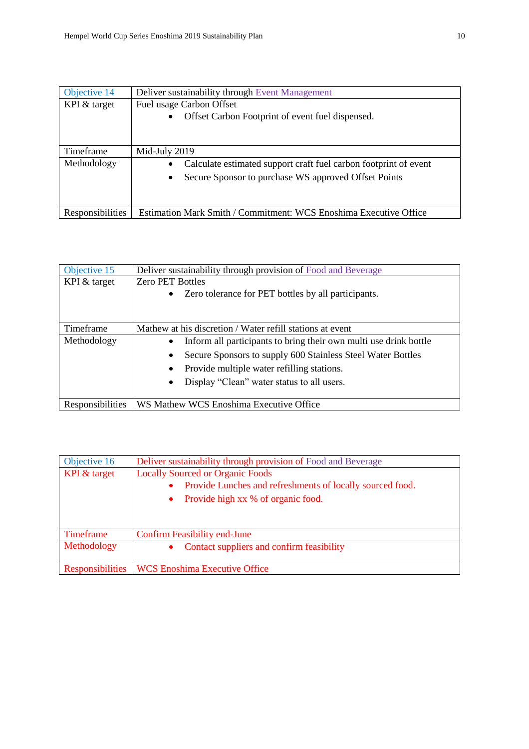| Objective 14 | Deliver sustainability through Event Management |
|---|---|
| KPI & target | Fuel usage Carbon Offset<br>• Offset Carbon Footprint of event fuel dispensed. |
| Timeframe | Mid-July 2019 |
| Methodology | • Calculate estimated support craft fuel carbon footprint of event<br>• Secure Sponsor to purchase WS approved Offset Points |
| Responsibilities | Estimation Mark Smith / Commitment: WCS Enoshima Executive Office |

| Objective 15 | Deliver sustainability through provision of Food and Beverage |
|---|---|
| KPI & target | Zero PET Bottles<br>• Zero tolerance for PET bottles by all participants. |
| Timeframe | Mathew at his discretion / Water refill stations at event |
| Methodology | • Inform all participants to bring their own multi use drink bottle<br>• Secure Sponsors to supply 600 Stainless Steel Water Bottles<br>• Provide multiple water refilling stations.<br>• Display "Clean" water status to all users. |
| Responsibilities | WS Mathew WCS Enoshima Executive Office |

| Objective 16 | Deliver sustainability through provision of Food and Beverage |
|---|---|
| KPI & target | Locally Sourced or Organic Foods<br>• Provide Lunches and refreshments of locally sourced food.<br>• Provide high xx % of organic food. |
| Timeframe | Confirm Feasibility end-June |
| Methodology | • Contact suppliers and confirm feasibility |
| Responsibilities | WCS Enoshima Executive Office |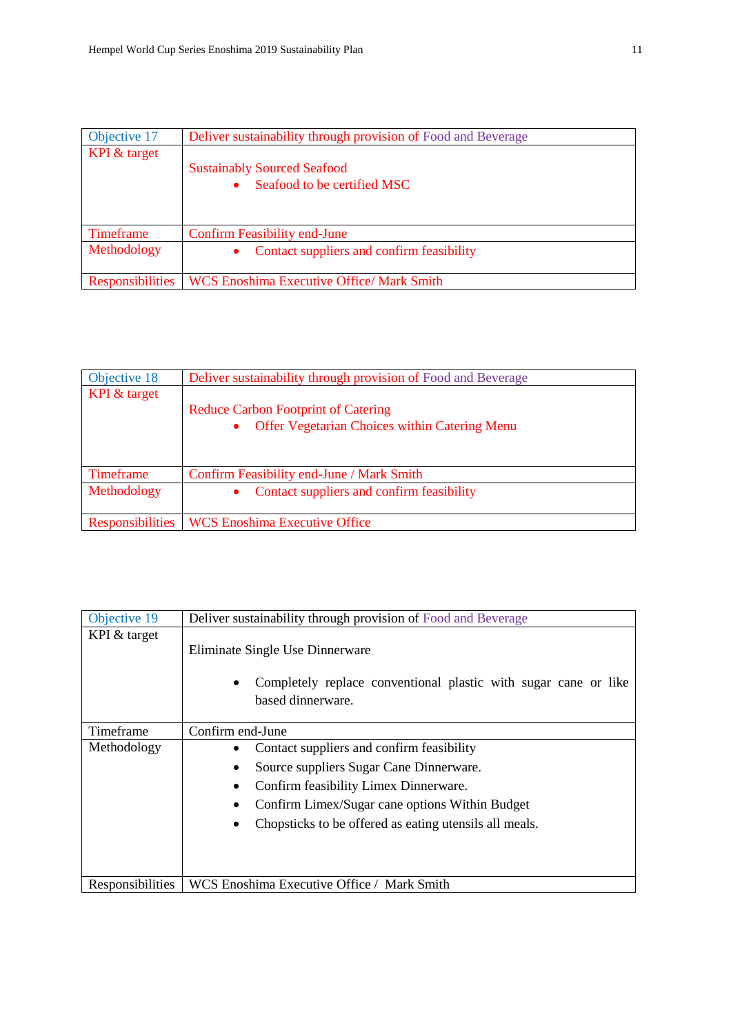| Objective 17 | Deliver sustainability through provision of Food and Beverage |
|---|---|
| KPI & target | Sustainably Sourced Seafood<br>• Seafood to be certified MSC |
| Timeframe | Confirm Feasibility end-June |
| Methodology | • Contact suppliers and confirm feasibility |
| Responsibilities | WCS Enoshima Executive Office/ Mark Smith |

| Objective 18 | Deliver sustainability through provision of Food and Beverage |
|---|---|
| KPI & target | Reduce Carbon Footprint of Catering<br>• Offer Vegetarian Choices within Catering Menu |
| Timeframe | Confirm Feasibility end-June / Mark Smith |
| Methodology | • Contact suppliers and confirm feasibility |
| Responsibilities | WCS Enoshima Executive Office |

| Objective 19 | Deliver sustainability through provision of Food and Beverage |
|---|---|
| KPI & target | Eliminate Single Use Dinnerware<br>• Completely replace conventional plastic with sugar cane or like based dinnerware. |
| Timeframe | Confirm end-June |
| Methodology | • Contact suppliers and confirm feasibility<br>• Source suppliers Sugar Cane Dinnerware.<br>• Confirm feasibility Limex Dinnerware.<br>• Confirm Limex/Sugar cane options Within Budget<br>• Chopsticks to be offered as eating utensils all meals. |
| Responsibilities | WCS Enoshima Executive Office / Mark Smith |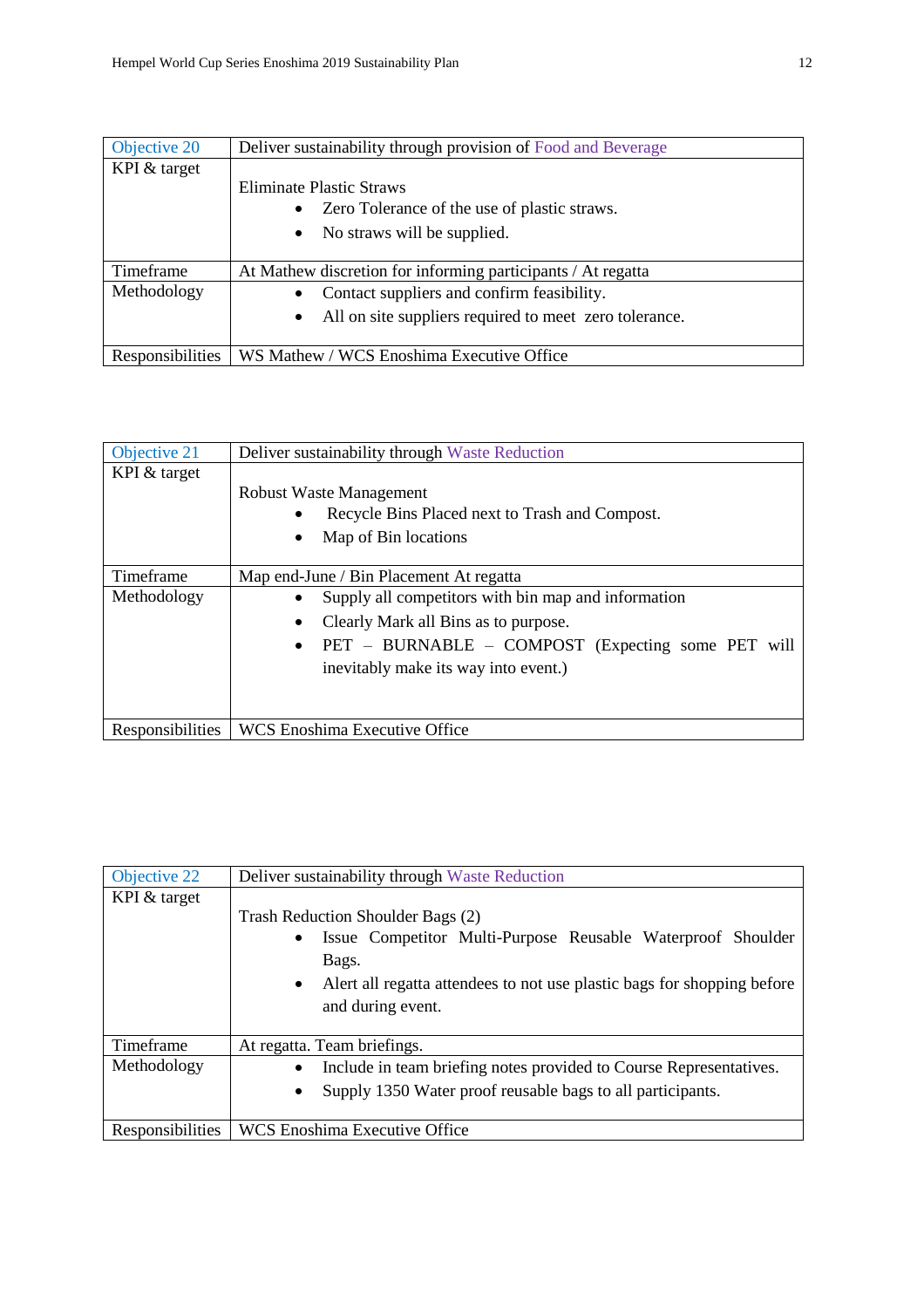| Objective 20 | Deliver sustainability through provision of Food and Beverage |
|---|---|
| KPI & target | Eliminate Plastic Straws<br>• Zero Tolerance of the use of plastic straws.<br>• No straws will be supplied. |
| Timeframe | At Mathew discretion for informing participants / At regatta |
| Methodology | • Contact suppliers and confirm feasibility.<br>• All on site suppliers required to meet zero tolerance. |
| Responsibilities | WS Mathew / WCS Enoshima Executive Office |

| Objective 21 | Deliver sustainability through Waste Reduction |
|---|---|
| KPI & target | Robust Waste Management<br>• Recycle Bins Placed next to Trash and Compost.<br>• Map of Bin locations |
| Timeframe | Map end-June / Bin Placement At regatta |
| Methodology | • Supply all competitors with bin map and information<br>• Clearly Mark all Bins as to purpose.<br>• PET – BURNABLE – COMPOST (Expecting some PET will inevitably make its way into event.) |
| Responsibilities | WCS Enoshima Executive Office |

| Objective 22 | Deliver sustainability through Waste Reduction |
|---|---|
| KPI & target | Trash Reduction Shoulder Bags (2)<br>• Issue Competitor Multi-Purpose Reusable Waterproof Shoulder Bags.<br>• Alert all regatta attendees to not use plastic bags for shopping before and during event. |
| Timeframe | At regatta. Team briefings. |
| Methodology | • Include in team briefing notes provided to Course Representatives.<br>• Supply 1350 Water proof reusable bags to all participants. |
| Responsibilities | WCS Enoshima Executive Office |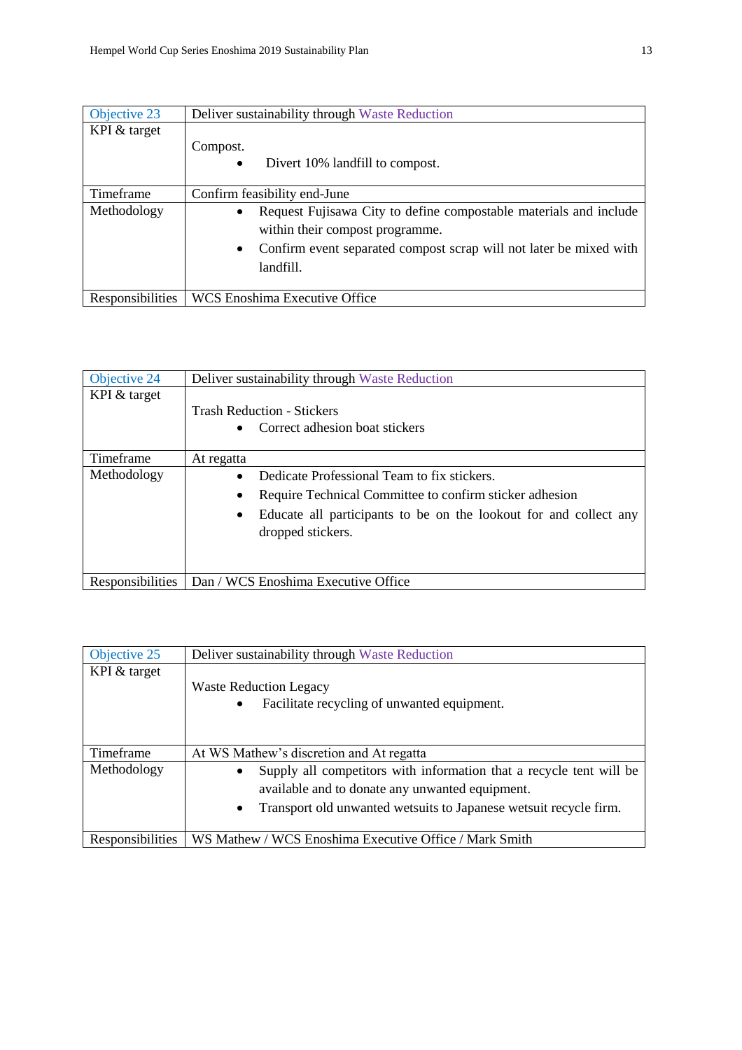| Objective 23 | Deliver sustainability through Waste Reduction |
|---|---|
| KPI & target | Compost.<br>• Divert 10% landfill to compost. |
| Timeframe | Confirm feasibility end-June |
| Methodology | • Request Fujisawa City to define compostable materials and include within their compost programme.<br>• Confirm event separated compost scrap will not later be mixed with landfill. |
| Responsibilities | WCS Enoshima Executive Office |

| Objective 24 | Deliver sustainability through Waste Reduction |
|---|---|
| KPI & target | Trash Reduction - Stickers<br>• Correct adhesion boat stickers |
| Timeframe | At regatta |
| Methodology | • Dedicate Professional Team to fix stickers.<br>• Require Technical Committee to confirm sticker adhesion<br>• Educate all participants to be on the lookout for and collect any dropped stickers. |
| Responsibilities | Dan / WCS Enoshima Executive Office |

| Objective 25 | Deliver sustainability through Waste Reduction |
|---|---|
| KPI & target | Waste Reduction Legacy<br>• Facilitate recycling of unwanted equipment. |
| Timeframe | At WS Mathew's discretion and At regatta |
| Methodology | • Supply all competitors with information that a recycle tent will be available and to donate any unwanted equipment.<br>• Transport old unwanted wetsuits to Japanese wetsuit recycle firm. |
| Responsibilities | WS Mathew / WCS Enoshima Executive Office / Mark Smith |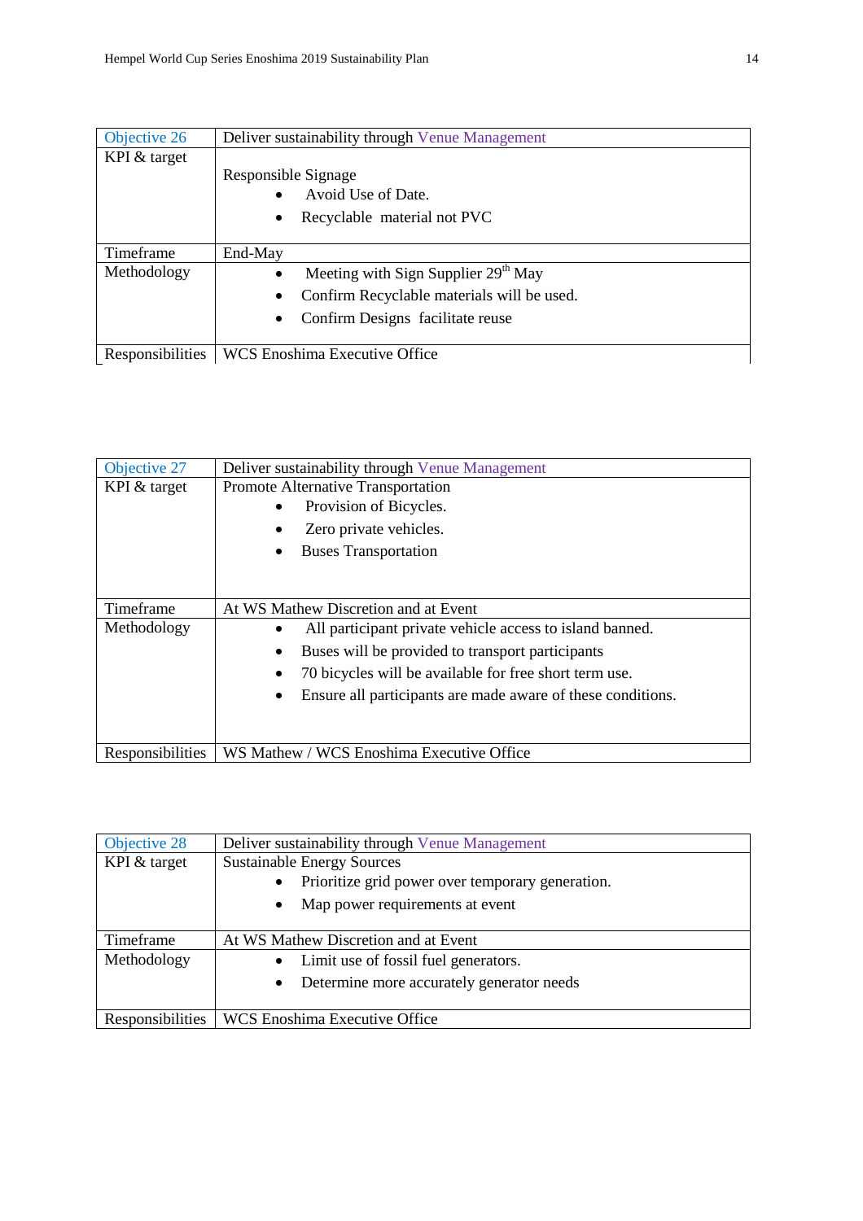| Objective 26 | Deliver sustainability through Venue Management |
| --- | --- |
| KPI & target | Responsible Signage<br>• Avoid Use of Date.<br>• Recyclable material not PVC |
| Timeframe | End-May |
| Methodology | • Meeting with Sign Supplier 29th May<br>• Confirm Recyclable materials will be used.<br>• Confirm Designs facilitate reuse |
| Responsibilities | WCS Enoshima Executive Office |

| Objective 27 | Deliver sustainability through Venue Management |
| --- | --- |
| KPI & target | Promote Alternative Transportation<br>• Provision of Bicycles.<br>• Zero private vehicles.<br>• Buses Transportation |
| Timeframe | At WS Mathew Discretion and at Event |
| Methodology | • All participant private vehicle access to island banned.<br>• Buses will be provided to transport participants<br>• 70 bicycles will be available for free short term use.<br>• Ensure all participants are made aware of these conditions. |
| Responsibilities | WS Mathew / WCS Enoshima Executive Office |

| Objective 28 | Deliver sustainability through Venue Management |
| --- | --- |
| KPI & target | Sustainable Energy Sources<br>• Prioritize grid power over temporary generation.<br>• Map power requirements at event |
| Timeframe | At WS Mathew Discretion and at Event |
| Methodology | • Limit use of fossil fuel generators.<br>• Determine more accurately generator needs |
| Responsibilities | WCS Enoshima Executive Office |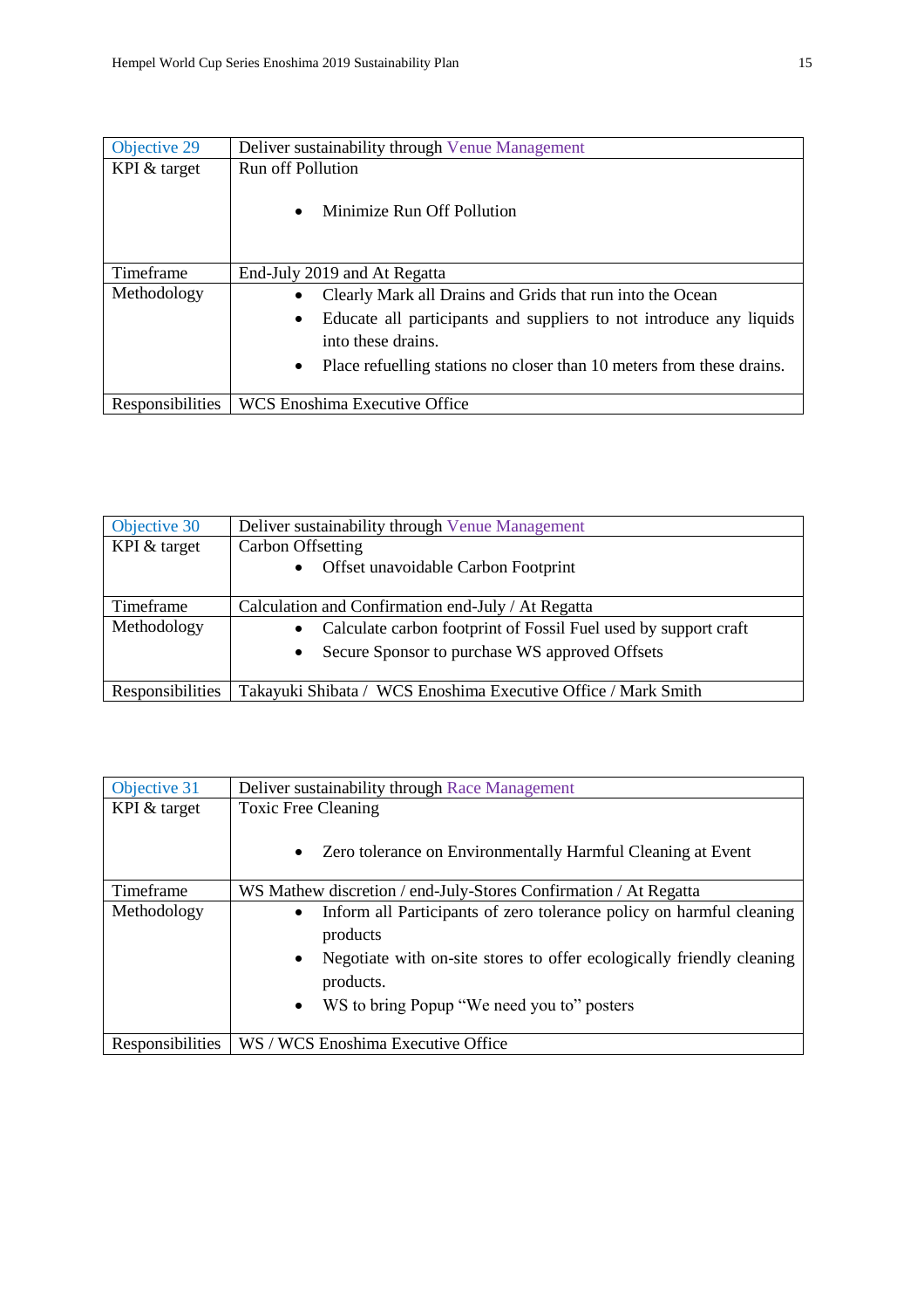| Objective 29 | Deliver sustainability through Venue Management |
| --- | --- |
| KPI & target | Run off Pollution<br><br>• Minimize Run Off Pollution |
| Timeframe | End-July 2019 and At Regatta |
| Methodology | • Clearly Mark all Drains and Grids that run into the Ocean<br>• Educate all participants and suppliers to not introduce any liquids into these drains.<br>• Place refuelling stations no closer than 10 meters from these drains. |
| Responsibilities | WCS Enoshima Executive Office |

| Objective 30 | Deliver sustainability through Venue Management |
| --- | --- |
| KPI & target | Carbon Offsetting<br>• Offset unavoidable Carbon Footprint |
| Timeframe | Calculation and Confirmation end-July / At Regatta |
| Methodology | • Calculate carbon footprint of Fossil Fuel used by support craft<br>• Secure Sponsor to purchase WS approved Offsets |
| Responsibilities | Takayuki Shibata / WCS Enoshima Executive Office / Mark Smith |

| Objective 31 | Deliver sustainability through Race Management |
| --- | --- |
| KPI & target | Toxic Free Cleaning<br><br>• Zero tolerance on Environmentally Harmful Cleaning at Event |
| Timeframe | WS Mathew discretion / end-July-Stores Confirmation / At Regatta |
| Methodology | • Inform all Participants of zero tolerance policy on harmful cleaning products<br>• Negotiate with on-site stores to offer ecologically friendly cleaning products.<br>• WS to bring Popup "We need you to" posters |
| Responsibilities | WS / WCS Enoshima Executive Office |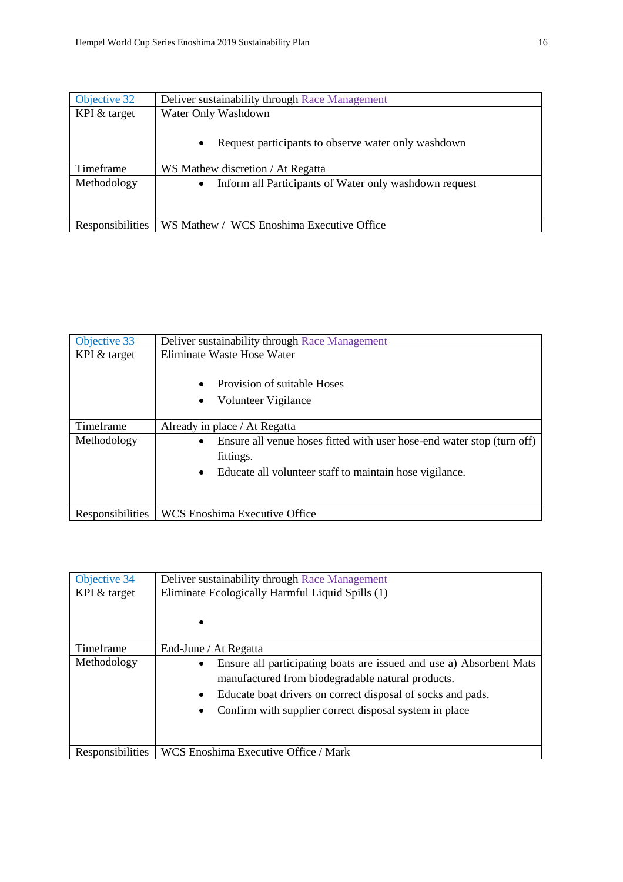| Objective 32 | Deliver sustainability through Race Management |
|---|---|
| KPI & target | Water Only Washdown<br><br>• Request participants to observe water only washdown |
| Timeframe | WS Mathew discretion / At Regatta |
| Methodology | • Inform all Participants of Water only washdown request |
| Responsibilities | WS Mathew / WCS Enoshima Executive Office |

| Objective 33 | Deliver sustainability through Race Management |
|---|---|
| KPI & target | Eliminate Waste Hose Water<br><br>• Provision of suitable Hoses<br>• Volunteer Vigilance |
| Timeframe | Already in place / At Regatta |
| Methodology | • Ensure all venue hoses fitted with user hose-end water stop (turn off) fittings.<br>• Educate all volunteer staff to maintain hose vigilance. |
| Responsibilities | WCS Enoshima Executive Office |

| Objective 34 | Deliver sustainability through Race Management |
|---|---|
| KPI & target | Eliminate Ecologically Harmful Liquid Spills (1)<br><br>• |
| Timeframe | End-June / At Regatta |
| Methodology | • Ensure all participating boats are issued and use a) Absorbent Mats manufactured from biodegradable natural products.<br>• Educate boat drivers on correct disposal of socks and pads.<br>• Confirm with supplier correct disposal system in place |
| Responsibilities | WCS Enoshima Executive Office / Mark |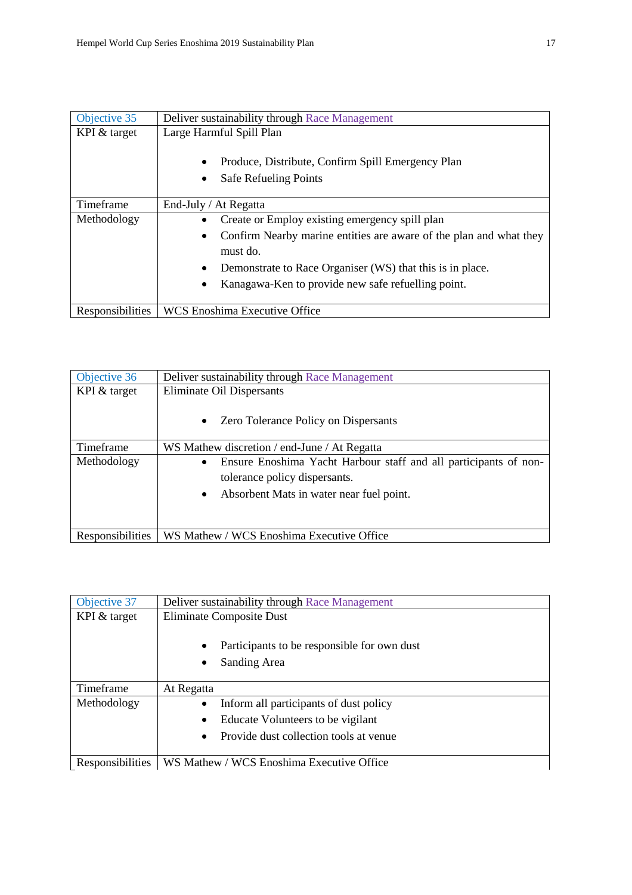| Objective 35 | Deliver sustainability through Race Management |
|---|---|
| KPI & target | Large Harmful Spill Plan<br><br>• Produce, Distribute, Confirm Spill Emergency Plan<br>• Safe Refueling Points |
| Timeframe | End-July / At Regatta |
| Methodology | • Create or Employ existing emergency spill plan<br>• Confirm Nearby marine entities are aware of the plan and what they must do.<br>• Demonstrate to Race Organiser (WS) that this is in place.<br>• Kanagawa-Ken to provide new safe refuelling point. |
| Responsibilities | WCS Enoshima Executive Office |

| Objective 36 | Deliver sustainability through Race Management |
|---|---|
| KPI & target | Eliminate Oil Dispersants<br><br>• Zero Tolerance Policy on Dispersants |
| Timeframe | WS Mathew discretion / end-June / At Regatta |
| Methodology | • Ensure Enoshima Yacht Harbour staff and all participants of non-tolerance policy dispersants.<br>• Absorbent Mats in water near fuel point. |
| Responsibilities | WS Mathew / WCS Enoshima Executive Office |

| Objective 37 | Deliver sustainability through Race Management |
|---|---|
| KPI & target | Eliminate Composite Dust<br><br>• Participants to be responsible for own dust<br>• Sanding Area |
| Timeframe | At Regatta |
| Methodology | • Inform all participants of dust policy<br>• Educate Volunteers to be vigilant<br>• Provide dust collection tools at venue |
| Responsibilities | WS Mathew / WCS Enoshima Executive Office |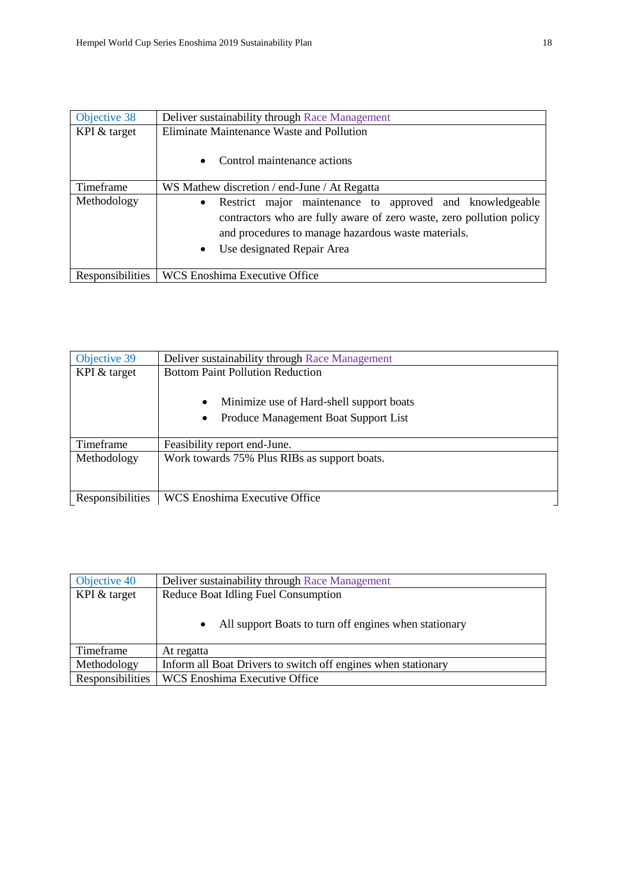| Objective 38 | Deliver sustainability through Race Management |
| --- | --- |
| KPI & target | Eliminate Maintenance Waste and Pollution<br><br>• Control maintenance actions |
| Timeframe | WS Mathew discretion / end-June / At Regatta |
| Methodology | • Restrict major maintenance to approved and knowledgeable contractors who are fully aware of zero waste, zero pollution policy and procedures to manage hazardous waste materials.<br>• Use designated Repair Area |
| Responsibilities | WCS Enoshima Executive Office |

| Objective 39 | Deliver sustainability through Race Management |
| --- | --- |
| KPI & target | Bottom Paint Pollution Reduction<br><br>• Minimize use of Hard-shell support boats<br>• Produce Management Boat Support List |
| Timeframe | Feasibility report end-June. |
| Methodology | Work towards 75% Plus RIBs as support boats. |
| Responsibilities | WCS Enoshima Executive Office |

| Objective 40 | Deliver sustainability through Race Management |
| --- | --- |
| KPI & target | Reduce Boat Idling Fuel Consumption<br><br>• All support Boats to turn off engines when stationary |
| Timeframe | At regatta |
| Methodology | Inform all Boat Drivers to switch off engines when stationary |
| Responsibilities | WCS Enoshima Executive Office |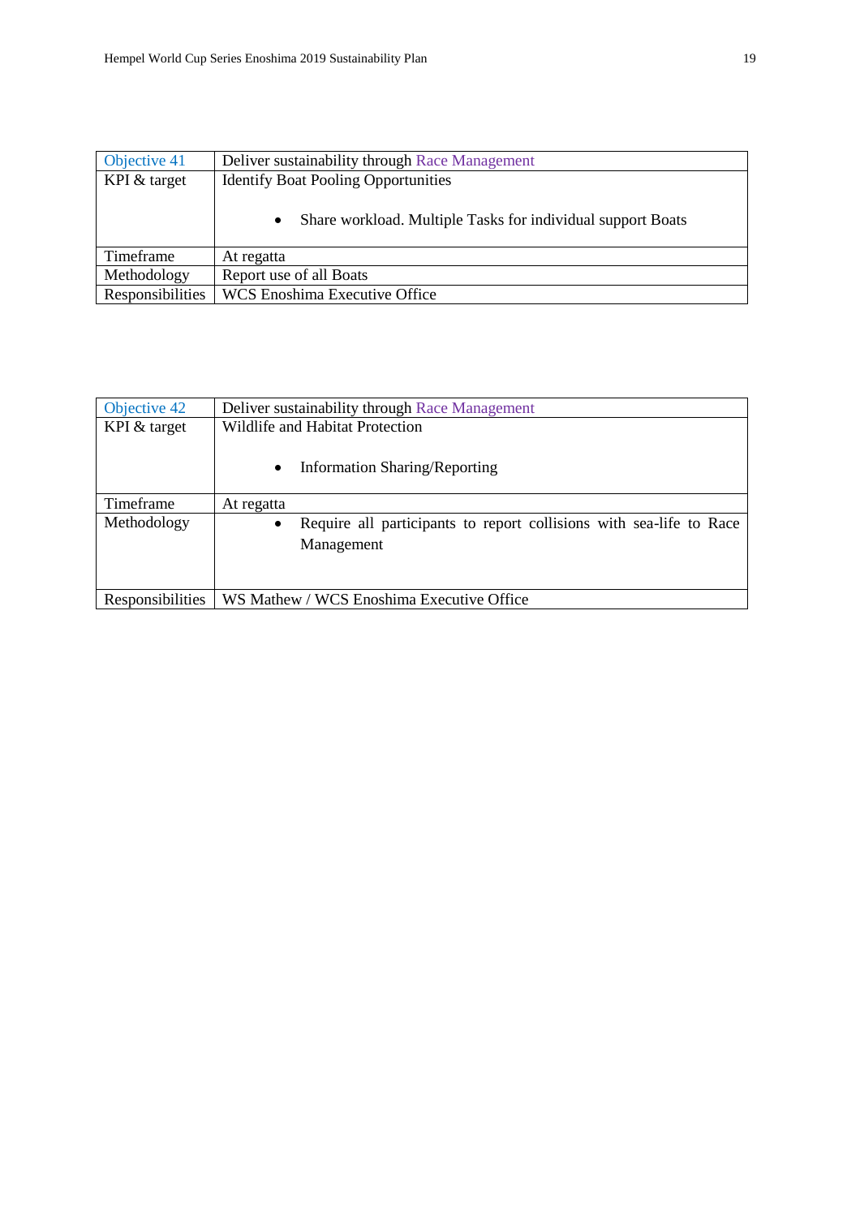| | |
|---|---|
| Objective 41 | Deliver sustainability through Race Management |
| KPI & target | Identify Boat Pooling Opportunities<br><br>• Share workload. Multiple Tasks for individual support Boats |
| Timeframe | At regatta |
| Methodology | Report use of all Boats |
| Responsibilities | WCS Enoshima Executive Office |

| | |
|---|---|
| Objective 42 | Deliver sustainability through Race Management |
| KPI & target | Wildlife and Habitat Protection<br><br>• Information Sharing/Reporting |
| Timeframe | At regatta |
| Methodology | • Require all participants to report collisions with sea-life to Race Management |
| Responsibilities | WS Mathew / WCS Enoshima Executive Office |